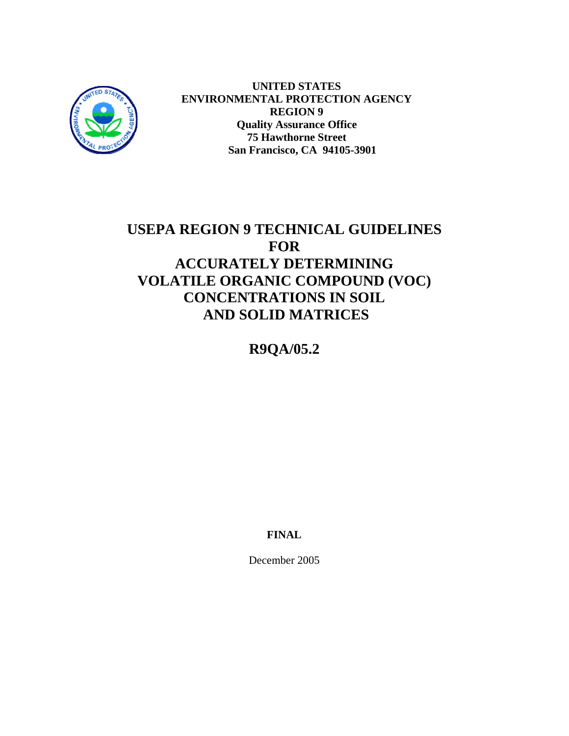**UNITED STATES**
**ENVIRONMENTAL PROTECTION AGENCY**
**REGION 9**
**Quality Assurance Office**
**75 Hawthorne Street**
**San Francisco, CA 94105-3901**

# USEPA REGION 9 TECHNICAL GUIDELINES FOR ACCURATELY DETERMINING VOLATILE ORGANIC COMPOUND (VOC) CONCENTRATIONS IN SOIL AND SOLID MATRICES

## R9QA/05.2

**FINAL**

December 2005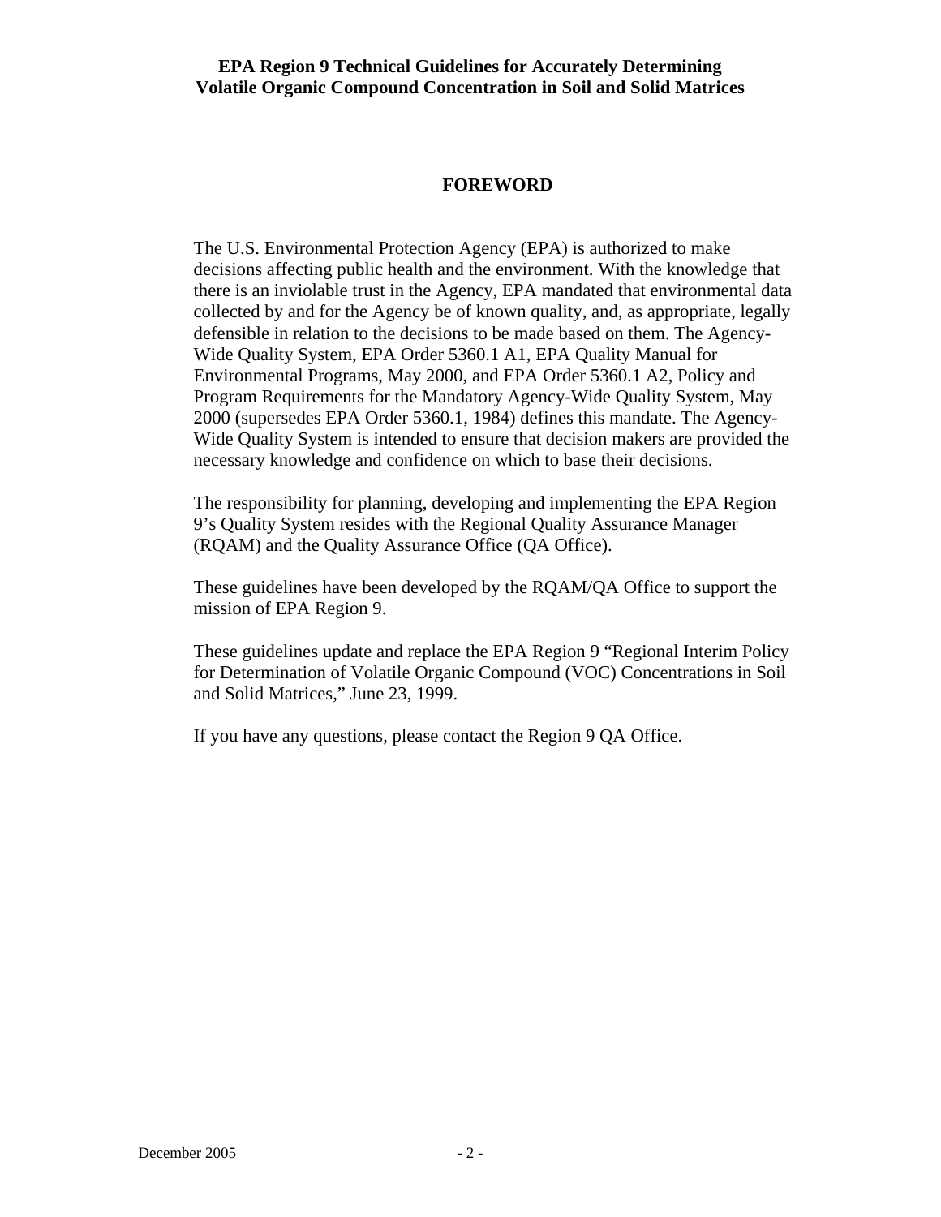## FOREWORD

The U.S. Environmental Protection Agency (EPA) is authorized to make decisions affecting public health and the environment. With the knowledge that there is an inviolable trust in the Agency, EPA mandated that environmental data collected by and for the Agency be of known quality, and, as appropriate, legally defensible in relation to the decisions to be made based on them. The Agency-Wide Quality System, EPA Order 5360.1 A1, EPA Quality Manual for Environmental Programs, May 2000, and EPA Order 5360.1 A2, Policy and Program Requirements for the Mandatory Agency-Wide Quality System, May 2000 (supersedes EPA Order 5360.1, 1984) defines this mandate. The Agency-Wide Quality System is intended to ensure that decision makers are provided the necessary knowledge and confidence on which to base their decisions.

The responsibility for planning, developing and implementing the EPA Region 9's Quality System resides with the Regional Quality Assurance Manager (RQAM) and the Quality Assurance Office (QA Office).

These guidelines have been developed by the RQAM/QA Office to support the mission of EPA Region 9.

These guidelines update and replace the EPA Region 9 "Regional Interim Policy for Determination of Volatile Organic Compound (VOC) Concentrations in Soil and Solid Matrices," June 23, 1999.

If you have any questions, please contact the Region 9 QA Office.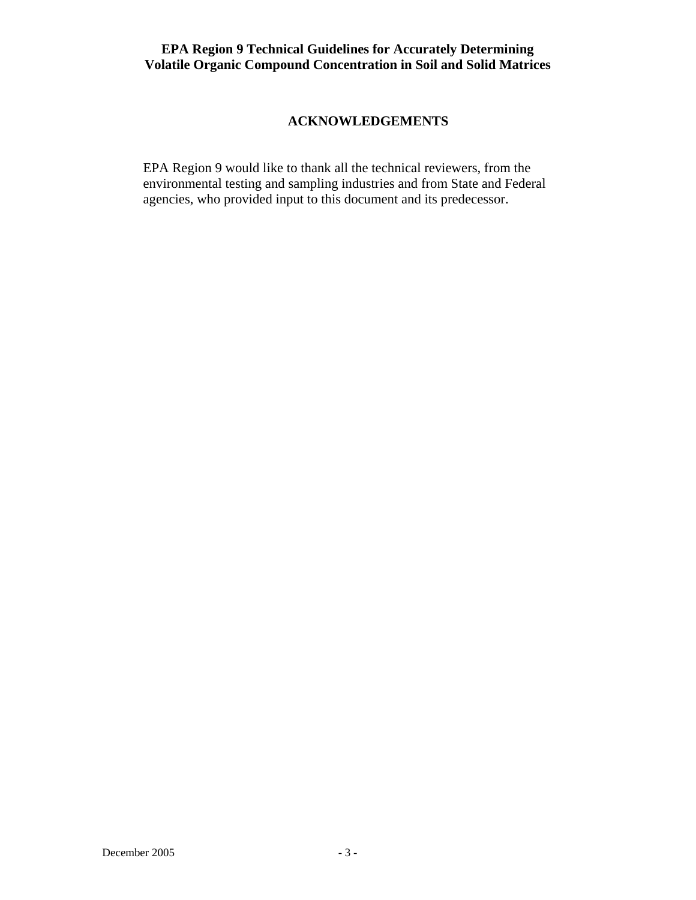## ACKNOWLEDGEMENTS

EPA Region 9 would like to thank all the technical reviewers, from the environmental testing and sampling industries and from State and Federal agencies, who provided input to this document and its predecessor.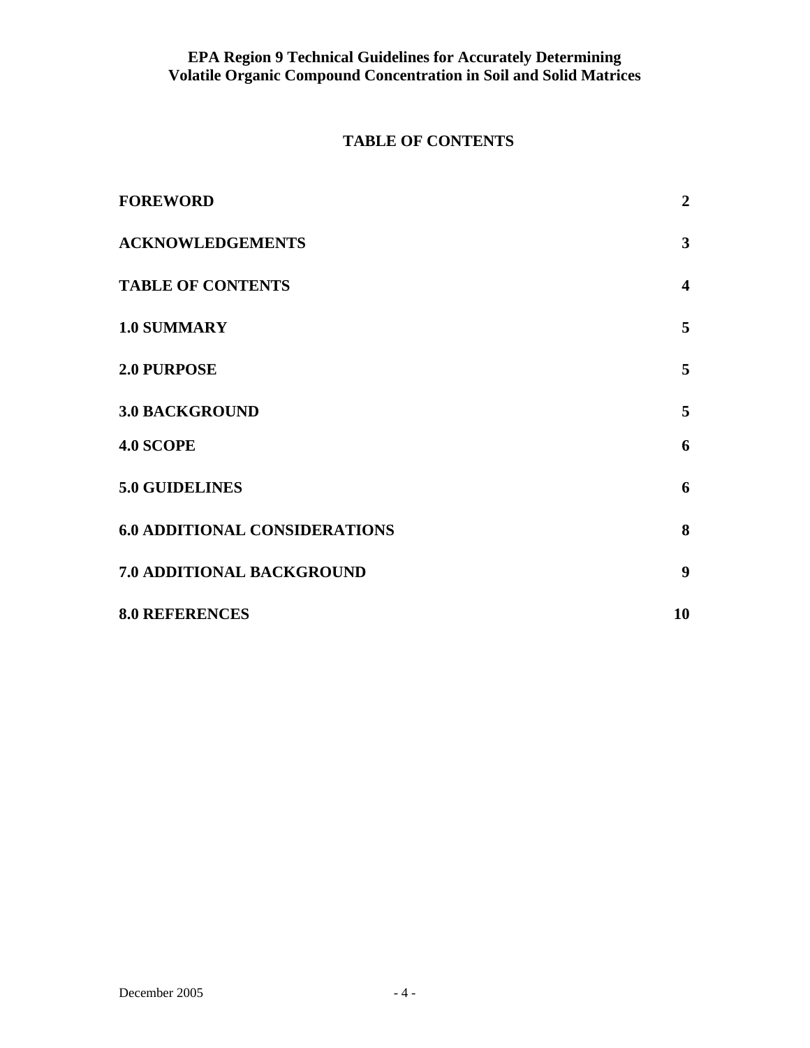## TABLE OF CONTENTS

| | |
|---|---|
| **FOREWORD** | **2** |
| **ACKNOWLEDGEMENTS** | **3** |
| **TABLE OF CONTENTS** | **4** |
| **1.0 SUMMARY** | **5** |
| **2.0 PURPOSE** | **5** |
| **3.0 BACKGROUND** | **5** |
| **4.0 SCOPE** | **6** |
| **5.0 GUIDELINES** | **6** |
| **6.0 ADDITIONAL CONSIDERATIONS** | **8** |
| **7.0 ADDITIONAL BACKGROUND** | **9** |
| **8.0 REFERENCES** | **10** |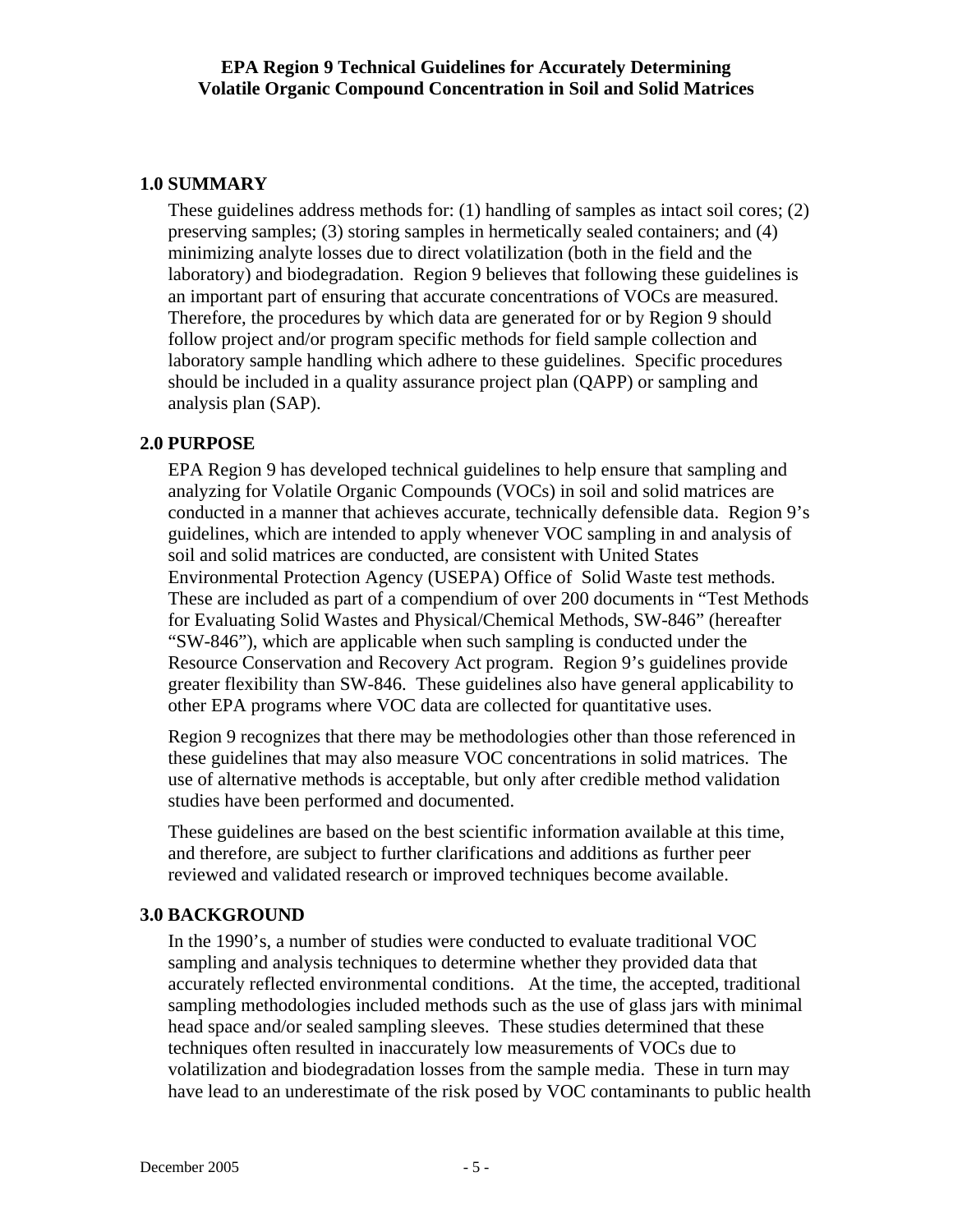**EPA Region 9 Technical Guidelines for Accurately Determining Volatile Organic Compound Concentration in Soil and Solid Matrices**

## 1.0 SUMMARY

These guidelines address methods for: (1) handling of samples as intact soil cores; (2) preserving samples; (3) storing samples in hermetically sealed containers; and (4) minimizing analyte losses due to direct volatilization (both in the field and the laboratory) and biodegradation. Region 9 believes that following these guidelines is an important part of ensuring that accurate concentrations of VOCs are measured. Therefore, the procedures by which data are generated for or by Region 9 should follow project and/or program specific methods for field sample collection and laboratory sample handling which adhere to these guidelines. Specific procedures should be included in a quality assurance project plan (QAPP) or sampling and analysis plan (SAP).

## 2.0 PURPOSE

EPA Region 9 has developed technical guidelines to help ensure that sampling and analyzing for Volatile Organic Compounds (VOCs) in soil and solid matrices are conducted in a manner that achieves accurate, technically defensible data. Region 9's guidelines, which are intended to apply whenever VOC sampling in and analysis of soil and solid matrices are conducted, are consistent with United States Environmental Protection Agency (USEPA) Office of Solid Waste test methods. These are included as part of a compendium of over 200 documents in "Test Methods for Evaluating Solid Wastes and Physical/Chemical Methods, SW-846" (hereafter "SW-846"), which are applicable when such sampling is conducted under the Resource Conservation and Recovery Act program. Region 9's guidelines provide greater flexibility than SW-846. These guidelines also have general applicability to other EPA programs where VOC data are collected for quantitative uses.

Region 9 recognizes that there may be methodologies other than those referenced in these guidelines that may also measure VOC concentrations in solid matrices. The use of alternative methods is acceptable, but only after credible method validation studies have been performed and documented.

These guidelines are based on the best scientific information available at this time, and therefore, are subject to further clarifications and additions as further peer reviewed and validated research or improved techniques become available.

## 3.0 BACKGROUND

In the 1990's, a number of studies were conducted to evaluate traditional VOC sampling and analysis techniques to determine whether they provided data that accurately reflected environmental conditions. At the time, the accepted, traditional sampling methodologies included methods such as the use of glass jars with minimal head space and/or sealed sampling sleeves. These studies determined that these techniques often resulted in inaccurately low measurements of VOCs due to volatilization and biodegradation losses from the sample media. These in turn may have lead to an underestimate of the risk posed by VOC contaminants to public health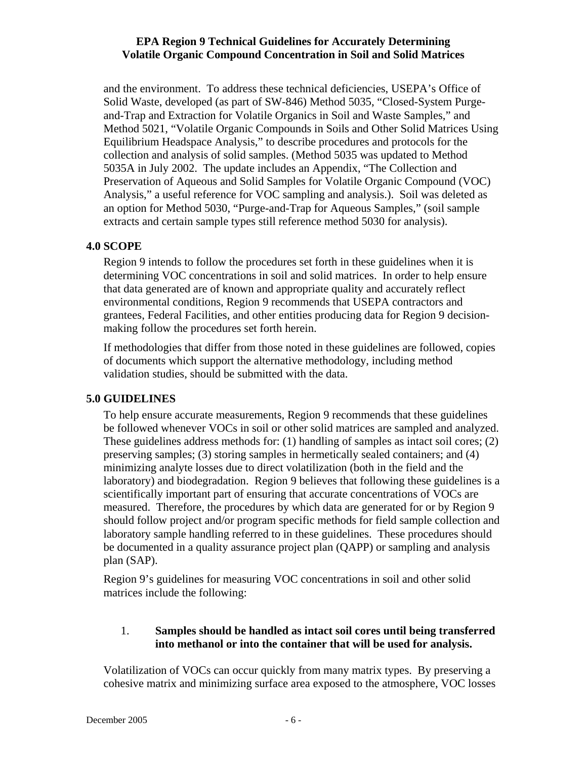and the environment. To address these technical deficiencies, USEPA's Office of Solid Waste, developed (as part of SW-846) Method 5035, "Closed-System Purge-and-Trap and Extraction for Volatile Organics in Soil and Waste Samples," and Method 5021, "Volatile Organic Compounds in Soils and Other Solid Matrices Using Equilibrium Headspace Analysis," to describe procedures and protocols for the collection and analysis of solid samples. (Method 5035 was updated to Method 5035A in July 2002. The update includes an Appendix, "The Collection and Preservation of Aqueous and Solid Samples for Volatile Organic Compound (VOC) Analysis," a useful reference for VOC sampling and analysis.). Soil was deleted as an option for Method 5030, "Purge-and-Trap for Aqueous Samples," (soil sample extracts and certain sample types still reference method 5030 for analysis).

## 4.0 SCOPE

Region 9 intends to follow the procedures set forth in these guidelines when it is determining VOC concentrations in soil and solid matrices. In order to help ensure that data generated are of known and appropriate quality and accurately reflect environmental conditions, Region 9 recommends that USEPA contractors and grantees, Federal Facilities, and other entities producing data for Region 9 decision-making follow the procedures set forth herein.

If methodologies that differ from those noted in these guidelines are followed, copies of documents which support the alternative methodology, including method validation studies, should be submitted with the data.

## 5.0 GUIDELINES

To help ensure accurate measurements, Region 9 recommends that these guidelines be followed whenever VOCs in soil or other solid matrices are sampled and analyzed. These guidelines address methods for: (1) handling of samples as intact soil cores; (2) preserving samples; (3) storing samples in hermetically sealed containers; and (4) minimizing analyte losses due to direct volatilization (both in the field and the laboratory) and biodegradation. Region 9 believes that following these guidelines is a scientifically important part of ensuring that accurate concentrations of VOCs are measured. Therefore, the procedures by which data are generated for or by Region 9 should follow project and/or program specific methods for field sample collection and laboratory sample handling referred to in these guidelines. These procedures should be documented in a quality assurance project plan (QAPP) or sampling and analysis plan (SAP).

Region 9's guidelines for measuring VOC concentrations in soil and other solid matrices include the following:

1. **Samples should be handled as intact soil cores until being transferred into methanol or into the container that will be used for analysis.**

Volatilization of VOCs can occur quickly from many matrix types. By preserving a cohesive matrix and minimizing surface area exposed to the atmosphere, VOC losses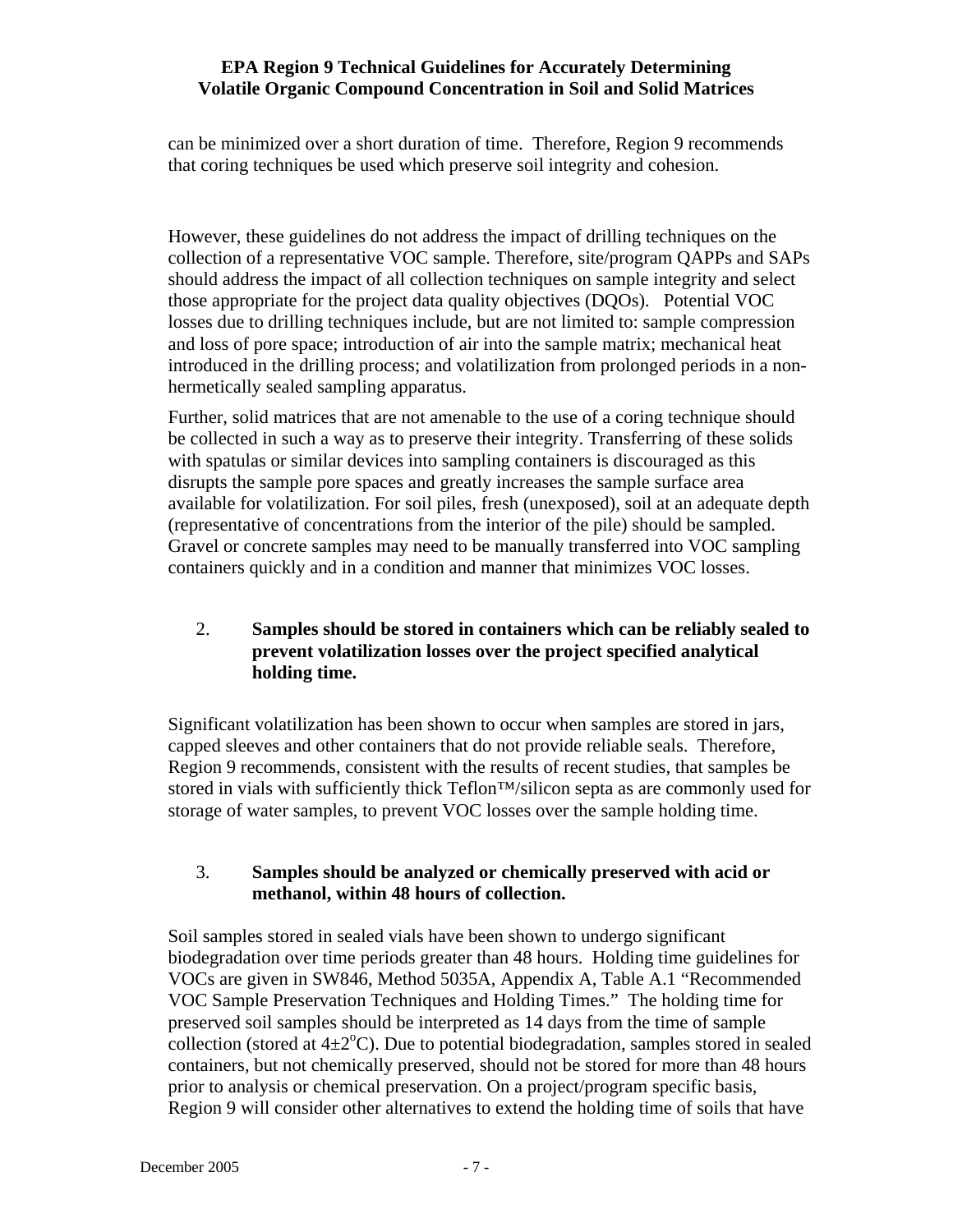can be minimized over a short duration of time. Therefore, Region 9 recommends that coring techniques be used which preserve soil integrity and cohesion.

However, these guidelines do not address the impact of drilling techniques on the collection of a representative VOC sample. Therefore, site/program QAPPs and SAPs should address the impact of all collection techniques on sample integrity and select those appropriate for the project data quality objectives (DQOs). Potential VOC losses due to drilling techniques include, but are not limited to: sample compression and loss of pore space; introduction of air into the sample matrix; mechanical heat introduced in the drilling process; and volatilization from prolonged periods in a non-hermetically sealed sampling apparatus.

Further, solid matrices that are not amenable to the use of a coring technique should be collected in such a way as to preserve their integrity. Transferring of these solids with spatulas or similar devices into sampling containers is discouraged as this disrupts the sample pore spaces and greatly increases the sample surface area available for volatilization. For soil piles, fresh (unexposed), soil at an adequate depth (representative of concentrations from the interior of the pile) should be sampled. Gravel or concrete samples may need to be manually transferred into VOC sampling containers quickly and in a condition and manner that minimizes VOC losses.

2. **Samples should be stored in containers which can be reliably sealed to prevent volatilization losses over the project specified analytical holding time.**

Significant volatilization has been shown to occur when samples are stored in jars, capped sleeves and other containers that do not provide reliable seals. Therefore, Region 9 recommends, consistent with the results of recent studies, that samples be stored in vials with sufficiently thick Teflon™/silicon septa as are commonly used for storage of water samples, to prevent VOC losses over the sample holding time.

3. **Samples should be analyzed or chemically preserved with acid or methanol, within 48 hours of collection.**

Soil samples stored in sealed vials have been shown to undergo significant biodegradation over time periods greater than 48 hours. Holding time guidelines for VOCs are given in SW846, Method 5035A, Appendix A, Table A.1 "Recommended VOC Sample Preservation Techniques and Holding Times." The holding time for preserved soil samples should be interpreted as 14 days from the time of sample collection (stored at $4\pm2^{o}$C). Due to potential biodegradation, samples stored in sealed containers, but not chemically preserved, should not be stored for more than 48 hours prior to analysis or chemical preservation. On a project/program specific basis, Region 9 will consider other alternatives to extend the holding time of soils that have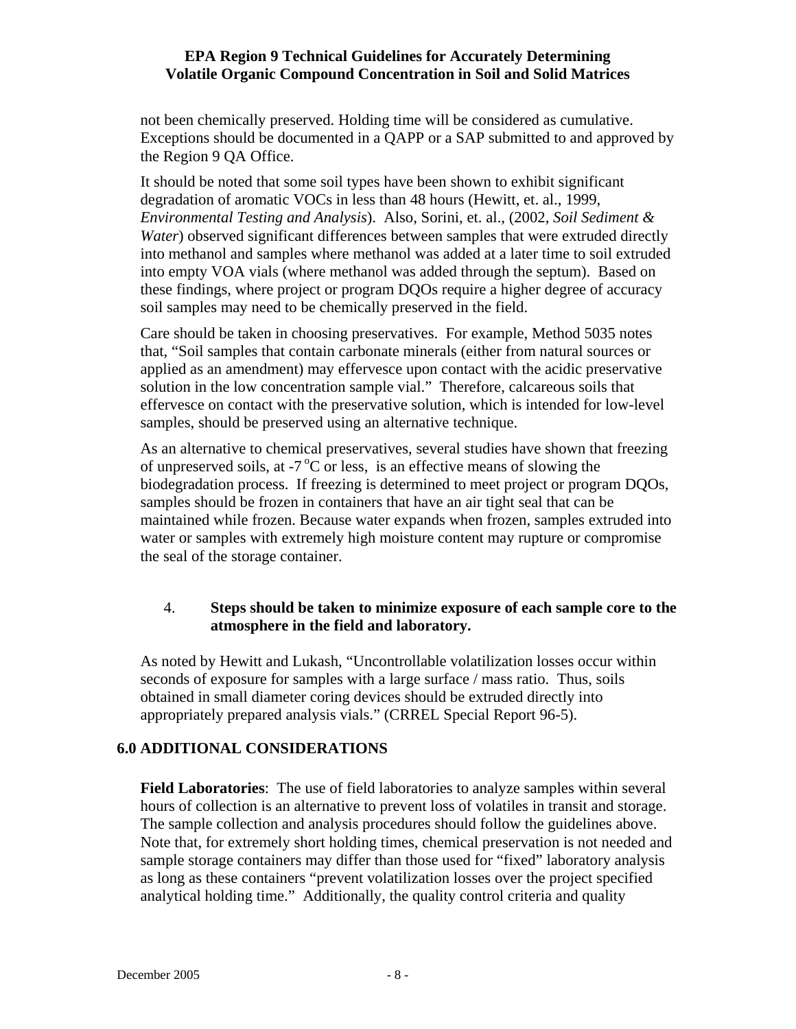not been chemically preserved. Holding time will be considered as cumulative. Exceptions should be documented in a QAPP or a SAP submitted to and approved by the Region 9 QA Office.

It should be noted that some soil types have been shown to exhibit significant degradation of aromatic VOCs in less than 48 hours (Hewitt, et. al., 1999, *Environmental Testing and Analysis*). Also, Sorini, et. al., (2002, *Soil Sediment & Water*) observed significant differences between samples that were extruded directly into methanol and samples where methanol was added at a later time to soil extruded into empty VOA vials (where methanol was added through the septum). Based on these findings, where project or program DQOs require a higher degree of accuracy soil samples may need to be chemically preserved in the field.

Care should be taken in choosing preservatives. For example, Method 5035 notes that, "Soil samples that contain carbonate minerals (either from natural sources or applied as an amendment) may effervesce upon contact with the acidic preservative solution in the low concentration sample vial." Therefore, calcareous soils that effervesce on contact with the preservative solution, which is intended for low-level samples, should be preserved using an alternative technique.

As an alternative to chemical preservatives, several studies have shown that freezing of unpreserved soils, at -7 $^{o}$C or less, is an effective means of slowing the biodegradation process. If freezing is determined to meet project or program DQOs, samples should be frozen in containers that have an air tight seal that can be maintained while frozen. Because water expands when frozen, samples extruded into water or samples with extremely high moisture content may rupture or compromise the seal of the storage container.

4. **Steps should be taken to minimize exposure of each sample core to the atmosphere in the field and laboratory.**

As noted by Hewitt and Lukash, "Uncontrollable volatilization losses occur within seconds of exposure for samples with a large surface / mass ratio. Thus, soils obtained in small diameter coring devices should be extruded directly into appropriately prepared analysis vials." (CRREL Special Report 96-5).

## 6.0 ADDITIONAL CONSIDERATIONS

**Field Laboratories**: The use of field laboratories to analyze samples within several hours of collection is an alternative to prevent loss of volatiles in transit and storage. The sample collection and analysis procedures should follow the guidelines above. Note that, for extremely short holding times, chemical preservation is not needed and sample storage containers may differ than those used for "fixed" laboratory analysis as long as these containers "prevent volatilization losses over the project specified analytical holding time." Additionally, the quality control criteria and quality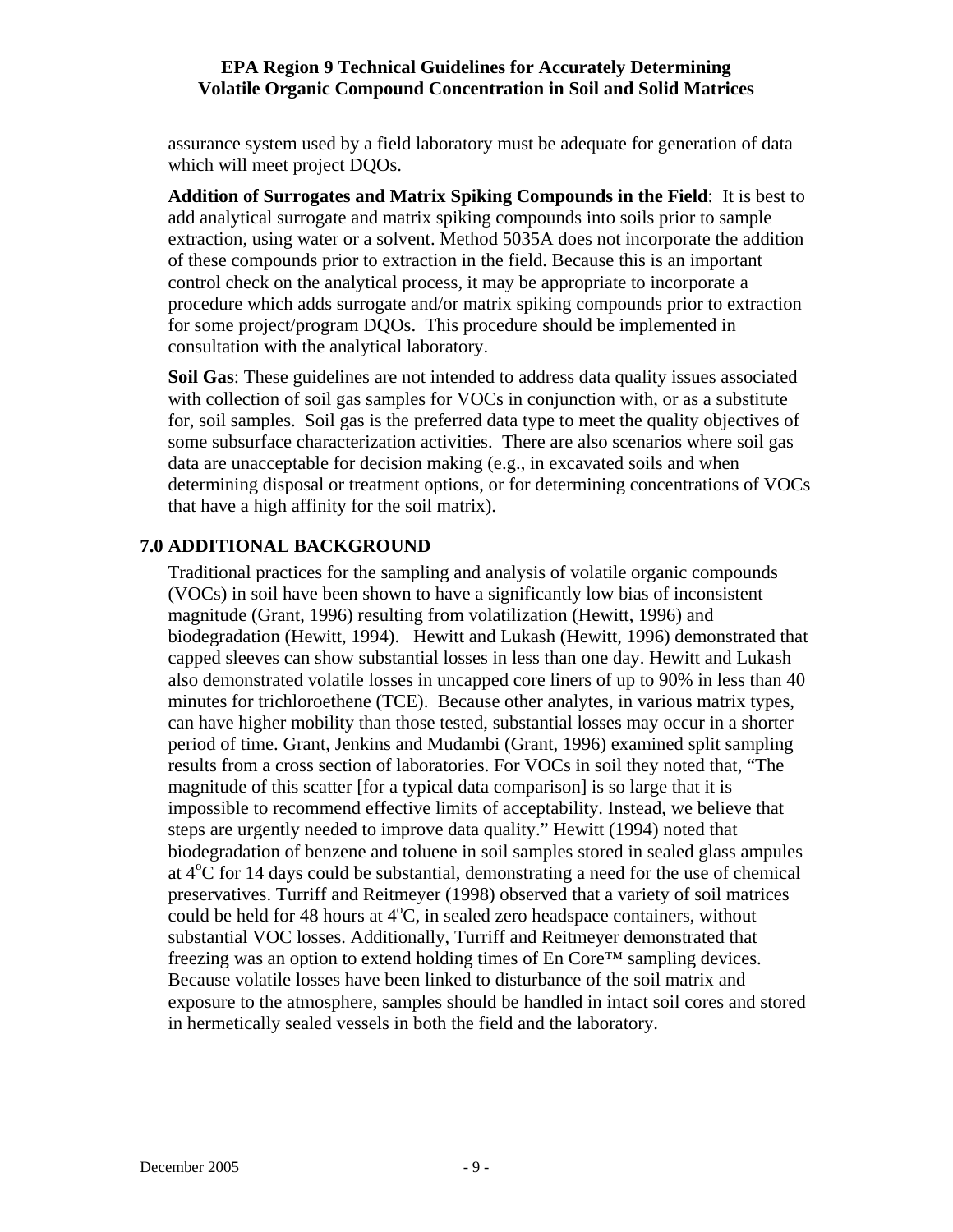assurance system used by a field laboratory must be adequate for generation of data which will meet project DQOs.

**Addition of Surrogates and Matrix Spiking Compounds in the Field**: It is best to add analytical surrogate and matrix spiking compounds into soils prior to sample extraction, using water or a solvent. Method 5035A does not incorporate the addition of these compounds prior to extraction in the field. Because this is an important control check on the analytical process, it may be appropriate to incorporate a procedure which adds surrogate and/or matrix spiking compounds prior to extraction for some project/program DQOs. This procedure should be implemented in consultation with the analytical laboratory.

**Soil Gas**: These guidelines are not intended to address data quality issues associated with collection of soil gas samples for VOCs in conjunction with, or as a substitute for, soil samples. Soil gas is the preferred data type to meet the quality objectives of some subsurface characterization activities. There are also scenarios where soil gas data are unacceptable for decision making (e.g., in excavated soils and when determining disposal or treatment options, or for determining concentrations of VOCs that have a high affinity for the soil matrix).

## 7.0 ADDITIONAL BACKGROUND

Traditional practices for the sampling and analysis of volatile organic compounds (VOCs) in soil have been shown to have a significantly low bias of inconsistent magnitude (Grant, 1996) resulting from volatilization (Hewitt, 1996) and biodegradation (Hewitt, 1994). Hewitt and Lukash (Hewitt, 1996) demonstrated that capped sleeves can show substantial losses in less than one day. Hewitt and Lukash also demonstrated volatile losses in uncapped core liners of up to 90% in less than 40 minutes for trichloroethene (TCE). Because other analytes, in various matrix types, can have higher mobility than those tested, substantial losses may occur in a shorter period of time. Grant, Jenkins and Mudambi (Grant, 1996) examined split sampling results from a cross section of laboratories. For VOCs in soil they noted that, "The magnitude of this scatter [for a typical data comparison] is so large that it is impossible to recommend effective limits of acceptability. Instead, we believe that steps are urgently needed to improve data quality." Hewitt (1994) noted that biodegradation of benzene and toluene in soil samples stored in sealed glass ampules at $4^{o}$C for 14 days could be substantial, demonstrating a need for the use of chemical preservatives. Turriff and Reitmeyer (1998) observed that a variety of soil matrices could be held for 48 hours at $4^{o}$C, in sealed zero headspace containers, without substantial VOC losses. Additionally, Turriff and Reitmeyer demonstrated that freezing was an option to extend holding times of En Core™ sampling devices. Because volatile losses have been linked to disturbance of the soil matrix and exposure to the atmosphere, samples should be handled in intact soil cores and stored in hermetically sealed vessels in both the field and the laboratory.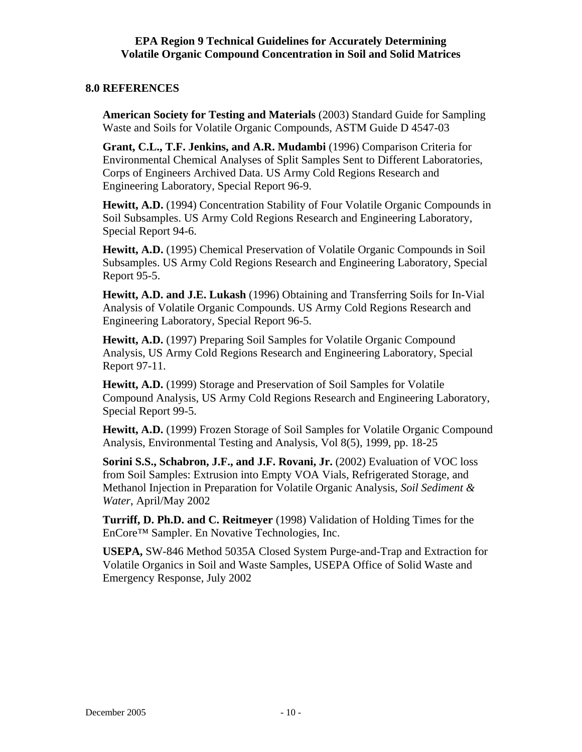## 8.0 REFERENCES

**American Society for Testing and Materials** (2003) Standard Guide for Sampling Waste and Soils for Volatile Organic Compounds, ASTM Guide D 4547-03

**Grant, C.L., T.F. Jenkins, and A.R. Mudambi** (1996) Comparison Criteria for Environmental Chemical Analyses of Split Samples Sent to Different Laboratories, Corps of Engineers Archived Data. US Army Cold Regions Research and Engineering Laboratory, Special Report 96-9.

**Hewitt, A.D.** (1994) Concentration Stability of Four Volatile Organic Compounds in Soil Subsamples. US Army Cold Regions Research and Engineering Laboratory, Special Report 94-6.

**Hewitt, A.D.** (1995) Chemical Preservation of Volatile Organic Compounds in Soil Subsamples. US Army Cold Regions Research and Engineering Laboratory, Special Report 95-5.

**Hewitt, A.D. and J.E. Lukash** (1996) Obtaining and Transferring Soils for In-Vial Analysis of Volatile Organic Compounds. US Army Cold Regions Research and Engineering Laboratory, Special Report 96-5.

**Hewitt, A.D.** (1997) Preparing Soil Samples for Volatile Organic Compound Analysis, US Army Cold Regions Research and Engineering Laboratory, Special Report 97-11.

**Hewitt, A.D.** (1999) Storage and Preservation of Soil Samples for Volatile Compound Analysis, US Army Cold Regions Research and Engineering Laboratory, Special Report 99-5.

**Hewitt, A.D.** (1999) Frozen Storage of Soil Samples for Volatile Organic Compound Analysis, Environmental Testing and Analysis, Vol 8(5), 1999, pp. 18-25

**Sorini S.S., Schabron, J.F., and J.F. Rovani, Jr.** (2002) Evaluation of VOC loss from Soil Samples: Extrusion into Empty VOA Vials, Refrigerated Storage, and Methanol Injection in Preparation for Volatile Organic Analysis, *Soil Sediment & Water*, April/May 2002

**Turriff, D. Ph.D. and C. Reitmeyer** (1998) Validation of Holding Times for the EnCore™ Sampler. En Novative Technologies, Inc.

**USEPA,** SW-846 Method 5035A Closed System Purge-and-Trap and Extraction for Volatile Organics in Soil and Waste Samples, USEPA Office of Solid Waste and Emergency Response, July 2002